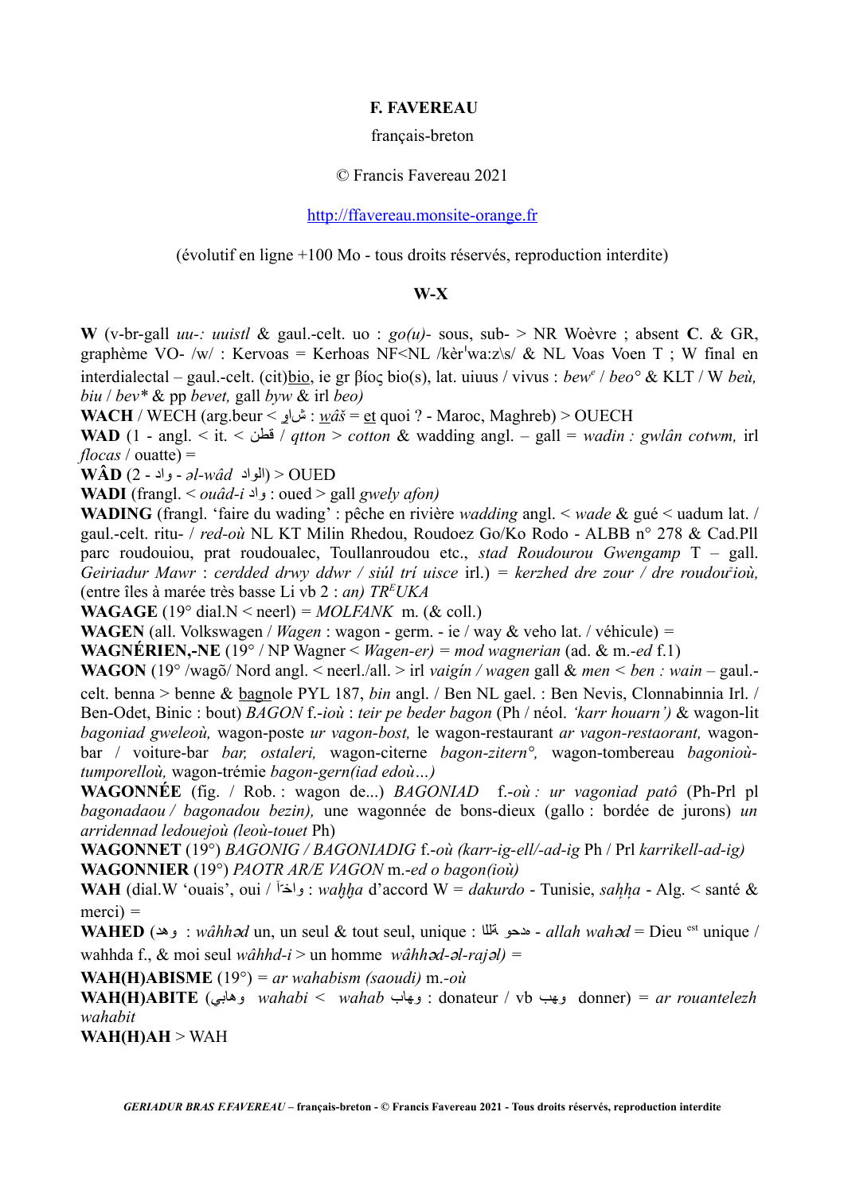**F. FAVEREAU**

français-breton

© Francis Favereau 2021

http://ffavereau.monsite-orange.fr

(évolutif en ligne +100 Mo - tous droits réservés, reproduction interdite)

## W-X

**W** (v-br-gall *uu-: uuistl* & gaul.-celt. uo : *go(u)-* sous, sub- > NR Woèvre ; absent **C**. & GR, graphème VO- /w/ : Kervoas = Kerhoas NF<NL /kèr'wa:z\s/ & NL Voas Voen T ; W final en interdialectal – gaul.-celt. (cit)bio, ie gr βίος bio(s), lat. uiuus / vivus : *bew$^{e}$* / *beo°* & KLT / W *beù, biu* / *bev\** & pp *bevet,* gall *byw* & irl *beo)*

**WACH** / WECH (arg.beur < شاو : *wâš* = et quoi ? - Maroc, Maghreb) > OUECH

**WAD** (1 - angl. < it. < قطن / *qtton* > *cotton* & wadding angl. – gall = *wadin : gwlân cotwm,* irl *flocas* / ouatte) =

**WÂD** (2 - واد - *əl-wâd* الواد) > OUED

**WADI** (frangl. < *ouâd-i* واد : oued > gall *gwely afon)*

**WADING** (frangl. 'faire du wading' : pêche en rivière *wadding* angl. < *wade* & gué < uadum lat. / gaul.-celt. ritu- / *red-où* NL KT Milin Rhedou, Roudoez Go/Ko Rodo - ALBB n° 278 & Cad.Pll parc roudouiou, prat roudoualec, Toullanroudou etc., *stad Roudourou Gwengamp* T – gall. *Geiriadur Mawr* : *cerdded drwy ddwr / siúl trí uisce* irl.) = *kerzhed dre zour / dre roudour̃ioù,* (entre îles à marée très basse Li vb 2 : *an) TR$^{E}$UKA*

**WAGAGE** (19° dial.N < neerl) = *MOLFANK* m. (& coll.)

**WAGEN** (all. Volkswagen / *Wagen* : wagon - germ. - ie / way & veho lat. / véhicule) =

**WAGNÉRIEN,-NE** (19° / NP Wagner < *Wagen-er) = mod wagnerian* (ad. & m.-*ed* f.1)

**WAGON** (19° /wagõ/ Nord angl. < neerl./all. > irl *vaigín / wagen* gall & *men* < *ben : wain* – gaul.-celt. benna > benne & bagnole PYL 187, *bin* angl. / Ben NL gael. : Ben Nevis, Clonnabinnia Irl. / Ben-Odet, Binic : bout) *BAGON* f.-*ioù* : *teir pe beder bagon* (Ph / néol. *'karr houarn')* & wagon-lit *bagoniad gweleoù,* wagon-poste *ur vagon-bost,* le wagon-restaurant *ar vagon-restaorant,* wagon-bar / voiture-bar *bar, ostaleri,* wagon-citerne *bagon-zitern°,* wagon-tombereau *bagonioù-tumporelloù,* wagon-trémie *bagon-gern(iad edoù…)*

**WAGONNÉE** (fig. / Rob. : wagon de...) *BAGONIAD* f.-*où : ur vagoniad patô* (Ph-Prl pl *bagonadaou / bagonadou bezin),* une wagonnée de bons-dieux (gallo : bordée de jurons) *un arridennad ledouejoù (leoù-touet* Ph)

**WAGONNET** (19°) *BAGONIG / BAGONIADIG* f.-*où (karr-ig-ell/-ad-ig* Ph / Prl *karrikell-ad-ig)*

**WAGONNIER** (19°) *PAOTR AR/E VAGON* m.-*ed o bagon(ioù)*

**WAH** (dial.W 'ouais', oui / واخّاَ : *waḫḫa* d'accord W = *dakurdo* - Tunisie, *saḥḥa* - Alg. < santé & merci) =

**WAHED** (وهد : *wâhhəd* un, un seul & tout seul, unique : الله وحده - *allah wahəd* = Dieu $^{est}$ unique / wahhda f., & moi seul *wâhhd-i* > un homme *wâhhəd-əl-rajəl)* =

**WAH(H)ABISME** (19°) = *ar wahabism (saoudi)* m.-*où*

**WAH(H)ABITE** (وهابي *wahabi* < *wahab* وهاب : donateur / vb وهب donner) = *ar rouantelezh wahabit*

**WAH(H)AH** > WAH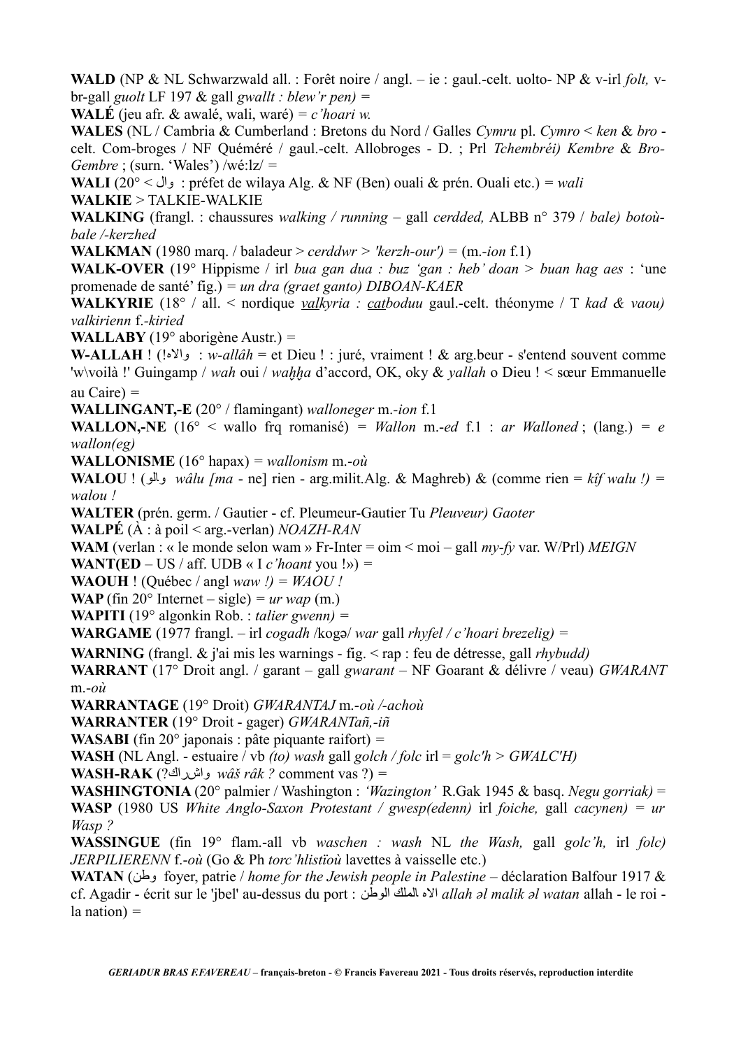**WALD** (NP & NL Schwarzwald all. : Forêt noire / angl. – ie : gaul.-celt. uolto- NP & v-irl *folt,* v-br-gall *guolt* LF 197 & gall *gwallt : blew'r pen)* =

**WALÉ** (jeu afr. & awalé, wali, waré) = *c'hoari w.*

**WALES** (NL / Cambria & Cumberland : Bretons du Nord / Galles *Cymru* pl. *Cymro* < *ken* & *bro* - celt. Com-broges / NF Quéméré / gaul.-celt. Allobroges - D. ; Prl *Tchembréi) Kembre* & *Bro-Gembre* ; (surn. 'Wales') /wé:lz/ =

**WALI** (20° < وال : préfet de wilaya Alg. & NF (Ben) ouali & prén. Ouali etc.) = *wali*

**WALKIE** > TALKIE-WALKIE

**WALKING** (frangl. : chaussures *walking / running* – gall *cerdded,* ALBB n° 379 / *bale) botoù-bale /-kerzhed*

**WALKMAN** (1980 marq. / baladeur > *cerddwr* > *'kerzh-our')* = (m.-*ion* f.1)

**WALK-OVER** (19° Hippisme / irl *bua gan dua : buz 'gan : heb' doan* > *buan hag aes* : 'une promenade de santé' fig.) = *un dra (graet ganto) DIBOAN-KAER*

**WALKYRIE** (18° / all. < nordique *valkyria : catboduu* gaul.-celt. théonyme / T *kad & vaou) valkirienn* f.-*kiried*

**WALLABY** (19° aborigène Austr.) =

**W-ALLAH** ! (!والاه : *w-allâh* = et Dieu ! : juré, vraiment ! & arg.beur - s'entend souvent comme 'w\voilà !' Guingamp / *wah* oui / *waḫḫa* d'accord, OK, oky & *yallah* o Dieu ! < sœur Emmanuelle au Caire) =

**WALLINGANT,-E** (20° / flamingant) *walloneger* m.-*ion* f.1

**WALLON,-NE** (16° < wallo frq romanisé) = *Wallon* m.-*ed* f.1 : *ar Walloned* ; (lang.) = *e wallon(eg)*

**WALLONISME** (16° hapax) = *wallonism* m.-*où*

**WALOU** ! (والو *wâlu [ma* - ne] rien - arg.milit.Alg. & Maghreb) & (comme rien = *kîf walu !)* = *walou !*

**WALTER** (prén. germ. / Gautier - cf. Pleumeur-Gautier Tu *Pleuveur) Gaoter*

**WALPÉ** (À : à poil < arg.-verlan) *NOAZH-RAN*

**WAM** (verlan : « le monde selon wam » Fr-Inter = oim < moi – gall *my-fy* var. W/Prl) *MEIGN*

**WANT(ED** – US / aff. UDB « I *c'hoant* you !») =

**WAOUH** ! (Québec / angl *waw !) = WAOU !*

**WAP** (fin 20° Internet – sigle) = *ur wap* (m.)

**WAPITI** (19° algonkin Rob. : *talier gwenn)* =

**WARGAME** (1977 frangl. – irl *cogadh* /kogə/ *war* gall *rhyfel / c'hoari brezelig)* =

**WARNING** (frangl. & j'ai mis les warnings - fig. < rap : feu de détresse, gall *rhybudd)*

**WARRANT** (17° Droit angl. / garant – gall *gwarant* – NF Goarant & délivre / veau) *GWARANT* m.-*où*

**WARRANTAGE** (19° Droit) *GWARANTAJ* m.-*où /-achoù*

**WARRANTER** (19° Droit - gager) *GWARANTañ,-iñ*

**WASABI** (fin 20° japonais : pâte piquante raifort) =

**WASH** (NL Angl. - estuaire / vb *(to) wash* gall *golch / folc* irl = *golc'h > GWALC'H)*

**WASH-RAK** (?واشراك *wâš râk ?* comment vas ?) =

**WASHINGTONIA** (20° palmier / Washington : *'Wazington'* R.Gak 1945 & basq. *Negu gorriak)* =

**WASP** (1980 US *White Anglo-Saxon Protestant / gwesp(edenn)* irl *foiche,* gall *cacynen)* = *ur Wasp ?*

**WASSINGUE** (fin 19° flam.-all vb *waschen : wash* NL *the Wash,* gall *golc'h,* irl *folc) JERPILIERENN* f.-*où* (Go & Ph *torc'hlistïoù* lavettes à vaisselle etc.)

**WATAN** (وطن foyer, patrie / *home for the Jewish people in Palestine* – déclaration Balfour 1917 & cf. Agadir - écrit sur le 'jbel' au-dessus du port : الاه الملك الوطن *allah əl malik əl watan* allah - le roi - la nation) =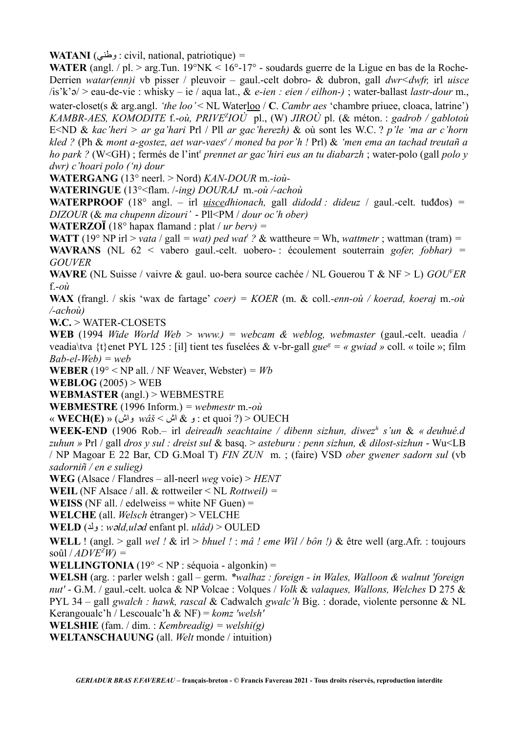**WATANI** (وطني : civil, national, patriotique) =

**WATER** (angl. / pl. > arg.Tun. 19°NK < 16°-17° - soudards guerre de la Ligue en bas de la Roche-Derrien *watar(enn)i* vb pisser / pleuvoir – gaul.-celt dobro- & dubron, gall *dwr<dwfr,* irl *uisce* /is'k'ə/ > eau-de-vie : whisky – ie / aqua lat., & *e-ien : eien / eilhon-)* ; water-ballast *lastr-dour* m., water-closet(s & arg.angl. *'the loo'* < NL Water<u>loo</u> / **C**. *Cambr aes* 'chambre priuee, cloaca, latrine') *KAMBR-AES, KOMODITE* f.-*où, PRIVE*[z]*IOÙ* pl., (W) *JIROÙ* pl. (& méton. : *gadrob / gablotoù* E<ND & *kac'heri > ar ga'hari* Prl / Pll *ar gac'herezh)* & où sont les W.C. ? *p'le 'ma ar c'horn kled ?* (Ph & *mont a-gostez, aet war-vaes*[e] */ moned ba por'h !* Prl) & *'men ema an tachad treutañ a ho park ?* (W<GH) ; fermés de l'int[r] *prennet ar gac'hiri eus an tu diabarzh* ; water-polo (gall *polo y dwr) c'hoari polo ('n) dour*

**WATERGANG** (13° neerl. > Nord) *KAN-DOUR* m.-*ioù-*

**WATERINGUE** (13°<flam. /-*ing) DOURAJ* m.-*où /-achoù*

**WATERPROOF** (18° angl. – irl *<u>uisce</u>dhionach,* gall *didodd : dideuz* / gaul.-celt. tuđđos) = *DIZOUR* (& *ma chupenn dizouri'* - Pll<PM / *dour oc'h ober)*

**WATERZOÏ** (18° hapax flamand : plat / *ur berv) =*

**WATT** (19° NP irl > *vata* / gall = *wat) ped wat*[t] *?* & wattheure = Wh, *wattmetr* ; wattman (tram) =

**WAVRANS** (NL 62 < vabero gaul.-celt. uobero- : écoulement souterrain *gofer, fobhar)* = *GOUVER*

**WAVRE** (NL Suisse / vaivre & gaul. uo-bera source cachée / NL Gouerou T & NF > L) *GOU*[v]*ER* f.-*où*

**WAX** (frangl. / skis 'wax de fartage' *coer)* = *KOER* (m. & coll.-*enn-où / koerad, koeraj* m.-*où /-achoù)*

**W.C.** > WATER-CLOSETS

**WEB** (1994 *Wide World Web > www.)* = *webcam & weblog, webmaster* (gaul.-celt. ueadia / veadia\tva {t}enet PYL 125 : [il] tient tes fuselées & v-br-gall *gue*[g] = *« gwiad »* coll. « toile »; film *Bab-el-Web) = web*

**WEBER** (19° < NP all. / NF Weaver, Webster) = *Wb*

**WEBLOG** (2005) > WEB

**WEBMASTER** (angl.) > WEBMESTRE

**WEBMESTRE** (1996 Inform.) = *webmestr* m.-*où*

« **WECH(E)** » (واش *wâš* < اش & و : et quoi ?) > OUECH

**WEEK-END** (1906 Rob.– irl *deireadh seachtaine / dibenn sizhun, diwez*[h] *s'un* & *« deuhué.d zuhun »* Prl / gall *dros y sul : dreist sul* & basq. > *asteburu : penn sizhun, & dilost-sizhun* - Wu<LB / NP Magoar E 22 Bar, CD G.Moal T) *FIN ZUN* m. ; (faire) VSD *ober gwener sadorn sul* (vb *sadorniñ / en e sulieg)*

**WEG** (Alsace / Flandres – all-neerl *weg* voie) > *HENT*

**WEIL** (NF Alsace / all. & rottweiler < NL *Rottweil)* =

**WEISS** (NF all. / edelweiss = white NF Guen) =

**WELCHE** (all. *Welsch* étranger) > VELCHE

**WELD** (ولد : *wəld,uləd* enfant pl. *ulâd)* > OULED

**WELL** ! (angl. > gall *wel !* & irl > *bhuel !* : *mâ ! eme Wil / bôn !)* & être well (arg.Afr. : toujours soûl / *ADVE*[Z]*W)* =

**WELLINGTONIA** (19° < NP : séquoia - algonkin) =

**WELSH** (arg. : parler welsh : gall – germ. *\*walhaz : foreign - in Wales, Walloon & walnut 'foreign nut'* - G.M. / gaul.-celt. uolca & NP Volcae : Volques / *Volk* & *valaques, Wallons, Welches* D 275 & PYL 34 – gall *gwalch : hawk, rascal* & Cadwalch *gwalc'h* Big. : dorade, violente personne & NL Kerangoualc'h / Lescoualc'h & NF) = *komz 'welsh'*

**WELSHIE** (fam. / dim. : *Kembreadig) = welshi(g)*

**WELTANSCHAUUNG** (all. *Welt* monde / intuition)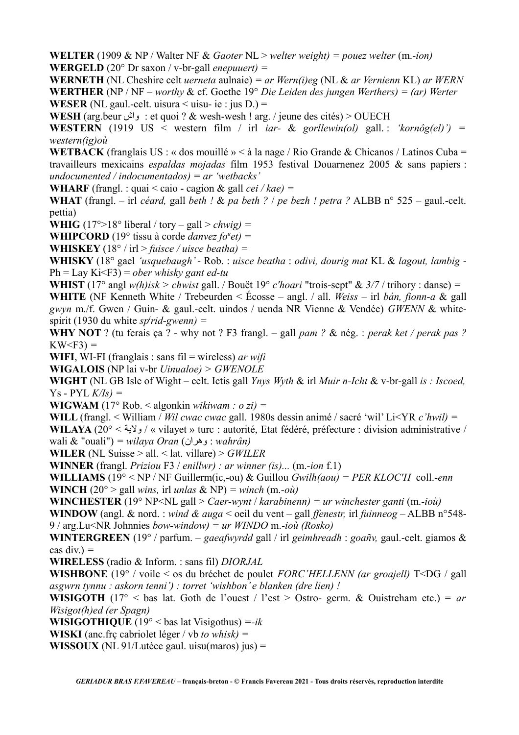**WELTER** (1909 & NP / Walter NF & *Gaoter* NL > *welter weight) = pouez welter* (m.*-ion)*
**WERGELD** (20° Dr saxon / v-br-gall *enepuuert) =*
**WERNETH** (NL Cheshire celt *uerneta* aulnaie) = *ar Wern(i)eg* (NL & *ar Vernienn* KL) *ar WERN*
**WERTHER** (NP / NF – *worthy* & cf. Goethe 19° *Die Leiden des jungen Werthers) = (ar) Werter*
**WESER** (NL gaul.-celt. uisura < uisu- ie : jus D.) =
**WESH** (arg.beur واش : et quoi ? & wesh-wesh ! arg. / jeune des cités) > OUECH
**WESTERN** (1919 US < western film / irl *iar-* & *gorllewin(ol)* gall. : *'kornôg(el)') = western(ig)où*
**WETBACK** (franglais US : « dos mouillé » < à la nage / Rio Grande & Chicanos / Latinos Cuba = travailleurs mexicains *espaldas mojadas* film 1953 festival Douarnenez 2005 & sans papiers : *undocumented / indocumentados) = ar 'wetbacks'*
**WHARF** (frangl. : quai < caio - cagion & gall *cei / kae) =*
**WHAT** (frangl. – irl *céard,* gall *beth !* & *pa beth ?* / *pe bezh ! petra ?* ALBB n° 525 – gaul.-celt. pettia)
**WHIG** (17°>18° liberal / tory – gall > *chwig) =*
**WHIPCORD** (19° tissu à corde *danvez fo<sup>u</sup>et) =*
**WHISKEY** (18° / irl > *fuisce / uisce beatha) =*
**WHISKY** (18° gael *'usquebaugh'* - Rob. : *uisce beatha* : *odivi, dourig mat* KL & *lagout, lambig* - Ph = Lay Ki<F3) = *ober whisky gant ed-tu*
**WHIST** (17° angl *w(h)isk > chwist* gall. / Bouët 19° *c'hoari* "trois-sept" & *3/7* / trihory : danse) =
**WHITE** (NF Kenneth White / Trebeurden < Écosse – angl. / all. *Weiss* – irl *bán, fionn-a* & gall *gwyn* m./f. Gwen / Guin- & gaul.-celt. uindos / uenda NR Vienne & Vendée) *GWENN* & white-spirit (1930 du white *sp<sup>i</sup>rid-gwenn) =*
**WHY NOT** ? (tu ferais ça ? - why not ? F3 frangl. – gall *pam ?* & nég. : *perak ket / perak pas ?* KW<F3) =
**WIFI**, WI-FI (franglais : sans fil = wireless) *ar wifi*
**WIGALOIS** (NP lai v-br *Uinualoe) > GWENOLE*
**WIGHT** (NL GB Isle of Wight – celt. Ictis gall *Ynys Wyth* & irl *Muir n-Icht* & v-br-gall *is : Iscoed,* Ys - PYL *K/Is) =*
**WIGWAM** (17° Rob. < algonkin *wikiwam : o zi) =*
**WILL** (frangl. < William / *Wil cwac cwac* gall. 1980s dessin animé / sacré 'wil' Li<YR *c'hwil) =*
**WILAYA** (20° < ولاية / « vilayet » turc : autorité, Etat fédéré, préfecture : division administrative / wali & "ouali") = *wilaya Oran* (وهران : *wahrân)*
**WILER** (NL Suisse > all. < lat. villare) > *GWILER*
**WINNER** (frangl. *Priziou* F3 / *enillwr) : ar winner (is)...* (m.*-ion* f.1)
**WILLIAMS** (19° < NP / NF Guillerm(ic,-ou) & Guillou *Gwilh(aou) = PER KLOC'H* coll.*-enn*
**WINCH** (20° > gall *wins,* irl *unlas* & NP) = *winch* (m.*-où)*
**WINCHESTER** (19° NP<NL gall > *Caer-wynt* / *karabinenn) = ur winchester ganti* (m.*-ioù)*
**WINDOW** (angl. & nord. : *wind & auga* < oeil du vent – gall *ffenestr,* irl *fuinneog* – ALBB n°548-9 / arg.Lu<NR Johnnies *bow-window) = ur WINDO* m.*-ioù (Rosko)*
**WINTERGREEN** (19° / parfum. – *gaeafwyrdd* gall / irl *geimhreadh* : *goañv,* gaul.-celt. giamos & cas div.) =
**WIRELESS** (radio & Inform. : sans fil) *DIORJAL*
**WISHBONE** (19° / voile < os du bréchet de poulet *FORC'HELLENN (ar groajell)* T<DG / gall *asgwrn tynnu : askorn tenni') : torret 'wishbon' e blanken (dre lien) !*
**WISIGOTH** (17° < bas lat. Goth de l'ouest / l'est > Ostro- germ. & Ouistreham etc.) = *ar Wisigot(h)ed (er Spagn)*
**WISIGOTHIQUE** (19° < bas lat Visigothus) *=-ik*
**WISKI** (anc.frç cabriolet léger / vb *to whisk) =*
**WISSOUX** (NL 91/Lutèce gaul. uisu(maros) jus) =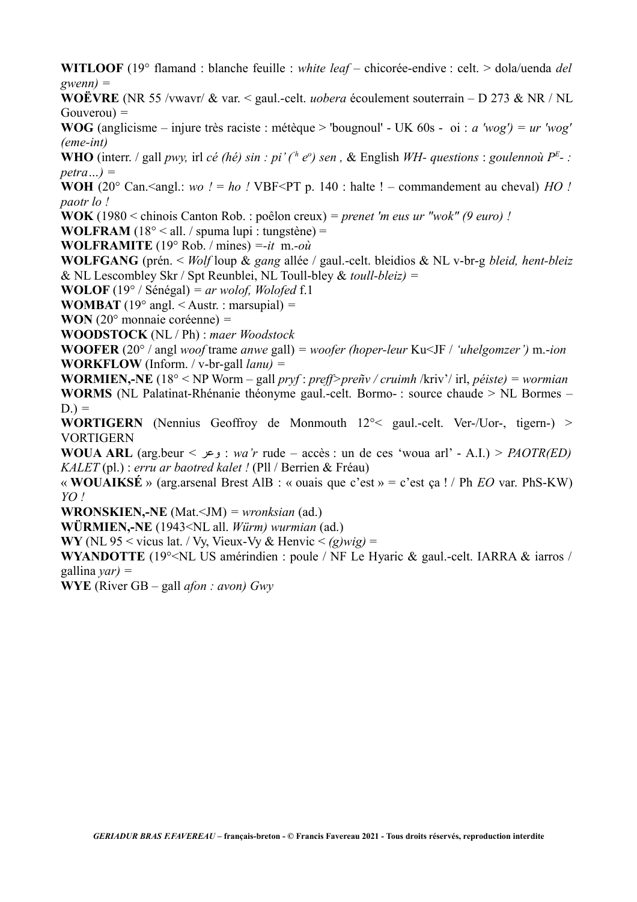**WITLOOF** (19° flamand : blanche feuille : *white leaf* – chicorée-endive : celt. > dola/uenda *del gwenn)* =

**WOËVRE** (NR 55 /vwavr/ & var. < gaul.-celt. *uobera* écoulement souterrain – D 273 & NR / NL Gouverou) =

**WOG** (anglicisme – injure très raciste : métèque > 'bougnoul' - UK 60s - oi : *a 'wog') = ur 'wog' (eme-int)*

**WHO** (interr. / gall *pwy,* irl *cé (hé) sin : pi' (ʰ eᵒ) sen ,* & English *WH- questions* : *goulennoù Pᴱ- : petra…)* =

**WOH** (20° Can.<angl.: *wo ! = ho !* VBF<PT p. 140 : halte ! – commandement au cheval) *HO ! paotr lo !*

**WOK** (1980 < chinois Canton Rob. : poêlon creux) = *prenet 'm eus ur "wok" (9 euro) !*

**WOLFRAM** (18° < all. / spuma lupi : tungstène) =

**WOLFRAMITE** (19° Rob. / mines) =*-it* m.*-où*

**WOLFGANG** (prén. < *Wolf* loup & *gang* allée / gaul.-celt. bleidios & NL v-br-g *bleid, hent-bleiz* & NL Lescombley Skr / Spt Reunblei, NL Toull-bley & *toull-bleiz)* =

**WOLOF** (19° / Sénégal) = *ar wolof, Wolofed* f.1

**WOMBAT** (19° angl. < Austr. : marsupial) =

**WON** (20° monnaie coréenne) =

**WOODSTOCK** (NL / Ph) : *maer Woodstock*

**WOOFER** (20° / angl *woof* trame *anwe* gall) = *woofer (hoper-leur* Ku<JF / *'uhelgomzer')* m.*-ion*

**WORKFLOW** (Inform. / v-br-gall *lanu)* =

**WORMIEN,-NE** (18° < NP Worm – gall *pryf* : *preff>preñv / cruimh* /kriv'/ irl, *péiste)* = *wormian*

**WORMS** (NL Palatinat-Rhénanie théonyme gaul.-celt. Bormo- : source chaude > NL Bormes – D.) =

**WORTIGERN** (Nennius Geoffroy de Monmouth 12°< gaul.-celt. Ver-/Uor-, tigern-) > VORTIGERN

**WOUA ARL** (arg.beur < وعر : *wa'r* rude – accès : un de ces 'woua arl' - A.I.) > *PAOTR(ED) KALET* (pl.) : *erru ar baotred kalet !* (Pll / Berrien & Fréau)

« **WOUAIKSÉ** » (arg.arsenal Brest AlB : « ouais que c'est » = c'est ça ! / Ph *EO* var. PhS-KW) *YO !*

**WRONSKIEN,-NE** (Mat.<JM) = *wronksian* (ad.)

**WÜRMIEN,-NE** (1943<NL all. *Würm) wurmian* (ad.)

**WY** (NL 95 < vicus lat. / Vy, Vieux-Vy & Henvic < *(g)wig)* =

**WYANDOTTE** (19°<NL US amérindien : poule / NF Le Hyaric & gaul.-celt. IARRA & iarros / gallina *yar)* =

**WYE** (River GB – gall *afon : avon) Gwy*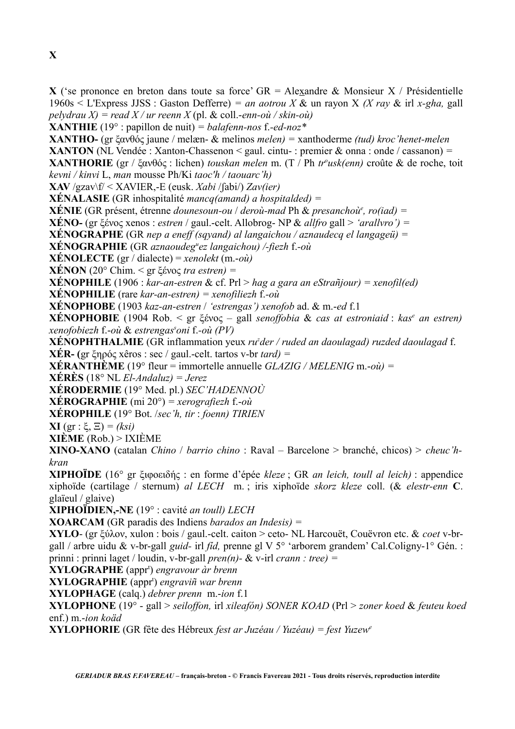# X

**X** ('se prononce en breton dans toute sa force' GR = Ale<u>x</u>andre & Monsieur X / Présidentielle 1960s < L'Express JJSS : Gaston Defferre) = *an aotrou X* & un rayon X *(X ray* & irl *x-gha,* gall *pelydrau X) = read X / ur reenn X* (pl. & coll.*-enn-où / skin-où)*

**XANTHIE** (19° : papillon de nuit) = *balafenn-nos* f.*-ed-noz**

**XANTHO-** (gr ξανθός jaune / melæn- & melinos *melen)* = xanthoderme *(tud) kroc'henet-melen*

**XANTON** (NL Vendée : Xanton-Chassenon < gaul. cintu- : premier & onna : onde / cassanon) =

**XANTHORIE** (gr / ξανθός : lichen) *touskan melen* m. (T / Ph *tr^o usk(enn)* croûte & de roche, toit *kevni / kinvi* L, *man* mousse Ph/Ki *taoc'h / taouarc'h)*

**XAV** /gzav\f/ < XAVIER,-E (eusk. *Xabi* /ʃabi/) *Zav(ier)*

**XÉNALASIE** (GR inhospitalité *mancq(amand) a hospitalded) =*

**XÉNIE** (GR présent, étrenne *dounesoun-ou* / *deroù-mad* Ph & *presanchoù^e, ro(iad) =*

**XÉNO-** (gr ξένος xenos : *estren* / gaul.-celt. Allobrog- NP & *allfro* gall > *'arallvro') =*

**XÉNOGRAPHE** (GR *nep a eneff (sqyand) al langaichou / aznaudecq el langageü) =*

**XÉNOGRAPHIE** (GR *aznaoudeg^u ez langaichou) /-fiezh* f.*-où*

**XÉNOLECTE** (gr / dialecte) = *xenolekt* (m.*-où)*

**XÉNON** (20° Chim. < gr ξένος *tra estren) =*

**XÉNOPHILE** (1906 : *kar-an-estren* & cf. Prl > *hag a gara an eStrañjour) = xenofil(ed)*

**XÉNOPHILIE** (rare *kar-an-estren) = xenofiliezh* f.*-où*

**XÉNOPHOBE** (1903 *kaz-an-estren* / *'estrengas') xenofob* ad. & m.*-ed* f.1

**XÉNOPHOBIE** (1904 Rob. < gr ξένος – gall *senoffobia* & *cas at estroniaid* : *kas^e an estren) xenofobiezh* f.*-où* & *estrengas^s oni* f.*-où (PV)*

**XÉNOPHTHALMIE** (GR inflammation yeux *ru^z der / ruded an daoulagad) ruzded daoulagad* f.

**XÉR- (**gr ξηρός xêros : sec / gaul.-celt. tartos v-br *tard) =*

**XÉRANTHÈME** (19° fleur = immortelle annuelle *GLAZIG / MELENIG* m.*-où) =*

**XÉRÈS** (18° NL *El-Andaluz) = Jerez*

**XÉRODERMIE** (19° Med. pl.) *SEC'HADENNOÙ*

**XÉROGRAPHIE** (mi 20°) *= xerografiezh* f.*-où*

**XÉROPHILE** (19° Bot. /*sec'h, tir* : *foenn) TIRIEN*

**XI** (gr : ξ, Ξ) = *(ksi)*

**XIÈME** (Rob.) > IXIÈME

**XINO-XANO** (catalan *Chino* / *barrio chino* : Raval – Barcelone > branché, chicos) > *cheuc'h-kran*

**XIPHOÏDE** (16° gr ξιφοειδής : en forme d'épée *kleze* ; GR *an leich, toull al leich)* : appendice xiphoïde (cartilage / sternum) *al LECH* m. ; iris xiphoïde *skorz kleze* coll. (& *elestr-enn* **C**. glaïeul / glaive)

**XIPHOÏDIEN,-NE** (19° : cavité *an toull) LECH*

**XOARCAM** (GR paradis des Indiens *barados an Indesis) =*

**XYLO**- (gr ξύλον, xulon : bois / gaul.-celt. caiton > ceto- NL Harcouët, Couëvron etc. & *coet* v-br-gall / arbre uidu & v-br-gall *guid-* irl *fíd,* prenne gl V 5° 'arborem grandem' Cal.Coligny-1° Gén. : prinni : prinni laget / loudin, v-br-gall *pren(n)-* & v-irl *crann : tree) =*

**XYLOGRAPHE** (appr^t) *engravour àr brenn*

**XYLOGRAPHIE** (appr^t) *engraviñ war brenn*

**XYLOPHAGE** (calq.) *debrer prenn* m.*-ion* f.1

**XYLOPHONE** (19° - gall > *seiloffon,* irl *xileafón) SONER KOAD* (Prl > *zoner koed* & *feuteu koed* enf.) m.*-ion koäd*

**XYLOPHORIE** (GR fête des Hébreux *fest ar Juzéau / Yuzéau) = fest Yuzew^e*